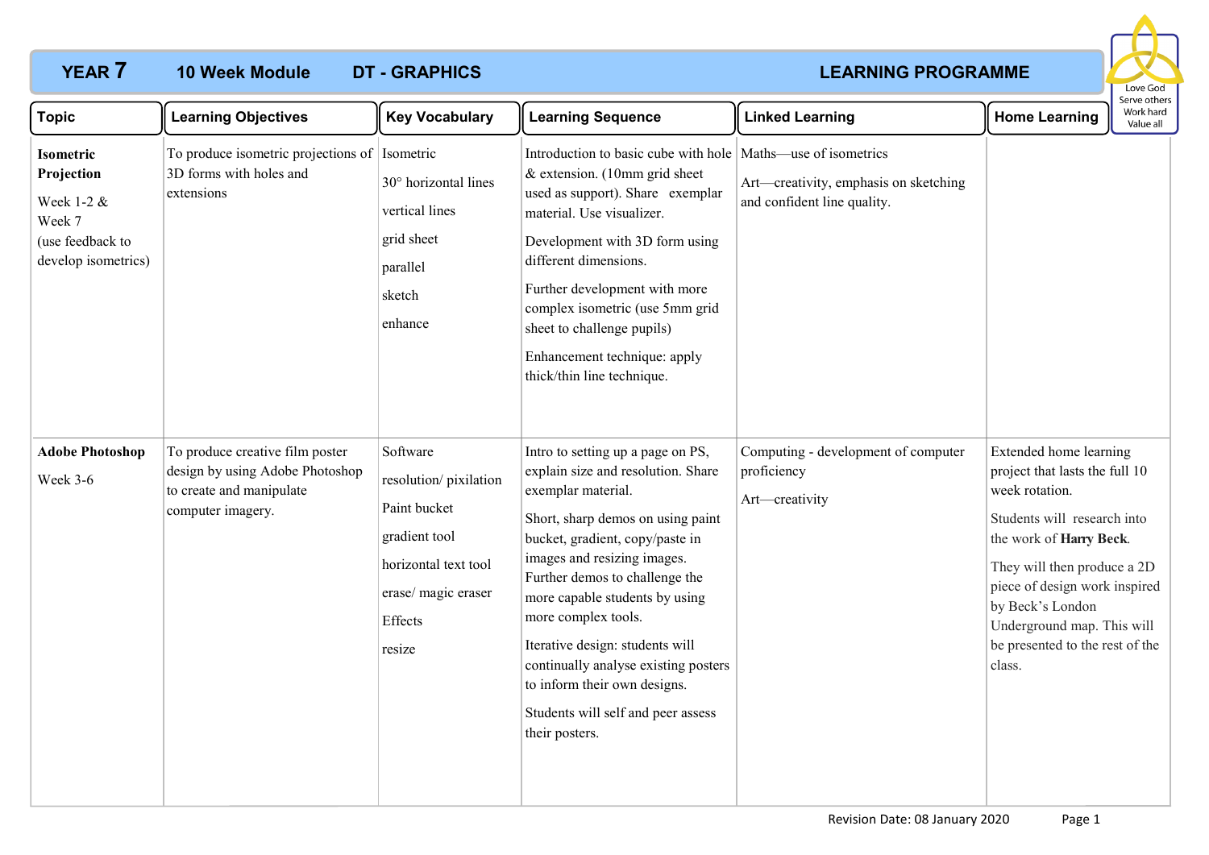# YEAR 7 10 Week Module DT - GRAPHICS LEARNING PROGRAMME

Love God
Serve others
Work hard
Value all

| Topic | Learning Objectives | Key Vocabulary | Learning Sequence | Linked Learning | Home Learning |
|---|---|---|---|---|---|
| **Isometric Projection**<br><br>Week 1-2 &<br>Week 7<br>(use feedback to develop isometrics) | To produce isometric projections of 3D forms with holes and extensions | Isometric<br><br>30° horizontal lines<br><br>vertical lines<br><br>grid sheet<br><br>parallel<br><br>sketch<br><br>enhance | Introduction to basic cube with hole & extension. (10mm grid sheet used as support). Share exemplar material. Use visualizer.<br><br>Development with 3D form using different dimensions.<br><br>Further development with more complex isometric (use 5mm grid sheet to challenge pupils)<br><br>Enhancement technique: apply thick/thin line technique. | Maths—use of isometrics<br><br>Art—creativity, emphasis on sketching and confident line quality. | |
| **Adobe Photoshop**<br><br>Week 3-6 | To produce creative film poster design by using Adobe Photoshop to create and manipulate computer imagery. | Software<br><br>resolution/ pixilation<br><br>Paint bucket<br><br>gradient tool<br><br>horizontal text tool<br><br>erase/ magic eraser<br><br>Effects<br><br>resize | Intro to setting up a page on PS, explain size and resolution. Share exemplar material.<br><br>Short, sharp demos on using paint bucket, gradient, copy/paste in images and resizing images. Further demos to challenge the more capable students by using more complex tools.<br><br>Iterative design: students will continually analyse existing posters to inform their own designs.<br><br>Students will self and peer assess their posters. | Computing - development of computer proficiency<br><br>Art—creativity | Extended home learning project that lasts the full 10 week rotation.<br><br>Students will research into the work of **Harry Beck**.<br><br>They will then produce a 2D piece of design work inspired by Beck's London Underground map. This will be presented to the rest of the class. |

Revision Date: 08 January 2020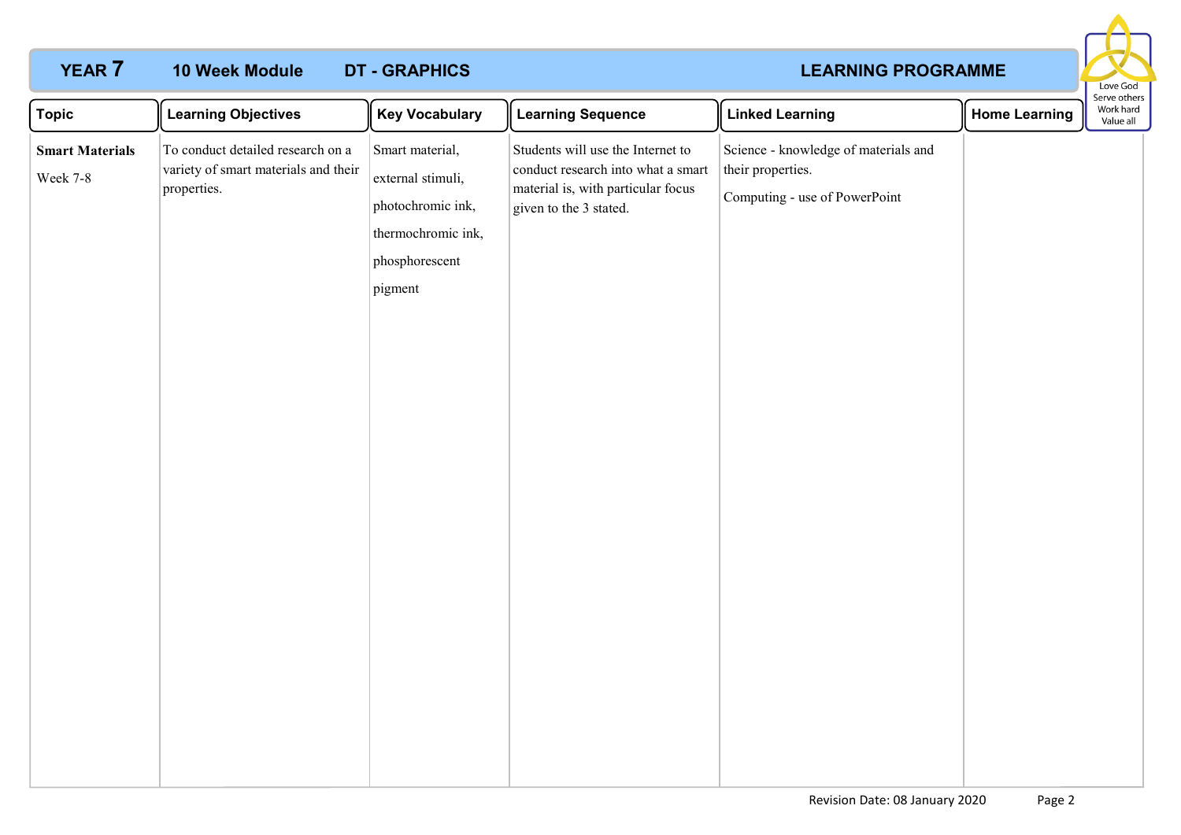**YEAR 7** **10 Week Module** **DT - GRAPHICS** **LEARNING PROGRAMME**

Love God
Serve others
Work hard
Value all

| Topic | Learning Objectives | Key Vocabulary | Learning Sequence | Linked Learning | Home Learning |
|---|---|---|---|---|---|
| **Smart Materials** Week 7-8 | To conduct detailed research on a variety of smart materials and their properties. | Smart material, external stimuli, photochromic ink, thermochromic ink, phosphorescent pigment | Students will use the Internet to conduct research into what a smart material is, with particular focus given to the 3 stated. | Science - knowledge of materials and their properties. Computing - use of PowerPoint | |

Revision Date: 08 January 2020